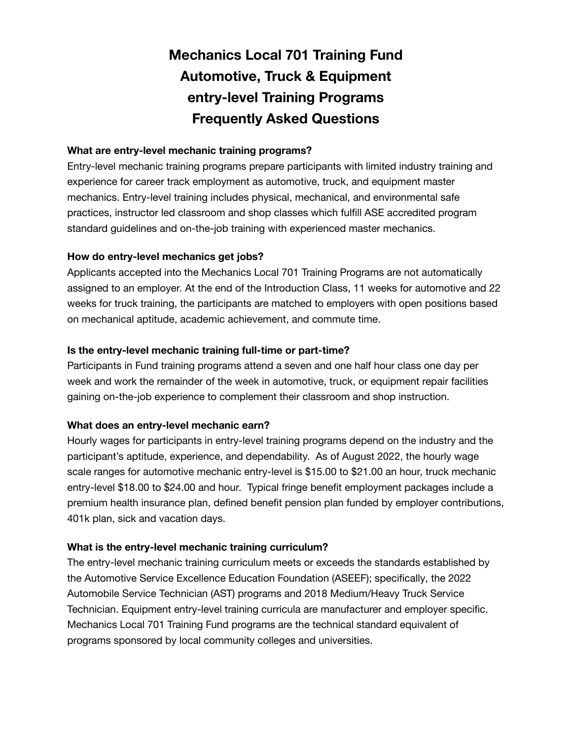# Mechanics Local 701 Training Fund
# Automotive, Truck & Equipment
# entry-level Training Programs
# Frequently Asked Questions

**What are entry-level mechanic training programs?**

Entry-level mechanic training programs prepare participants with limited industry training and experience for career track employment as automotive, truck, and equipment master mechanics. Entry-level training includes physical, mechanical, and environmental safe practices, instructor led classroom and shop classes which fulfill ASE accredited program standard guidelines and on-the-job training with experienced master mechanics.

**How do entry-level mechanics get jobs?**

Applicants accepted into the Mechanics Local 701 Training Programs are not automatically assigned to an employer. At the end of the Introduction Class, 11 weeks for automotive and 22 weeks for truck training, the participants are matched to employers with open positions based on mechanical aptitude, academic achievement, and commute time.

**Is the entry-level mechanic training full-time or part-time?**

Participants in Fund training programs attend a seven and one half hour class one day per week and work the remainder of the week in automotive, truck, or equipment repair facilities gaining on-the-job experience to complement their classroom and shop instruction.

**What does an entry-level mechanic earn?**

Hourly wages for participants in entry-level training programs depend on the industry and the participant's aptitude, experience, and dependability. As of August 2022, the hourly wage scale ranges for automotive mechanic entry-level is $15.00 to $21.00 an hour, truck mechanic entry-level $18.00 to $24.00 and hour. Typical fringe benefit employment packages include a premium health insurance plan, defined benefit pension plan funded by employer contributions, 401k plan, sick and vacation days.

**What is the entry-level mechanic training curriculum?**

The entry-level mechanic training curriculum meets or exceeds the standards established by the Automotive Service Excellence Education Foundation (ASEEF); specifically, the 2022 Automobile Service Technician (AST) programs and 2018 Medium/Heavy Truck Service Technician. Equipment entry-level training curricula are manufacturer and employer specific. Mechanics Local 701 Training Fund programs are the technical standard equivalent of programs sponsored by local community colleges and universities.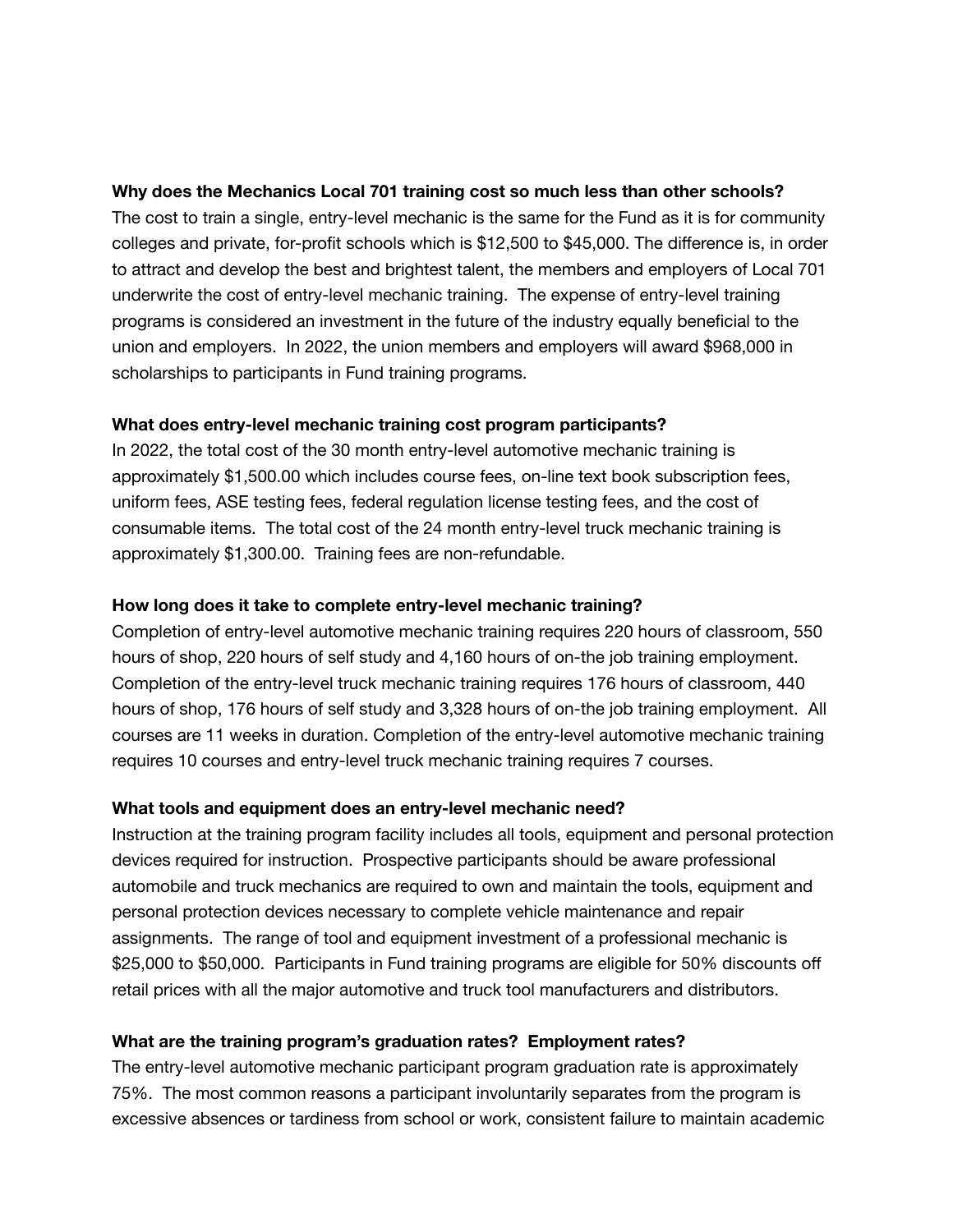**Why does the Mechanics Local 701 training cost so much less than other schools?**
The cost to train a single, entry-level mechanic is the same for the Fund as it is for community colleges and private, for-profit schools which is $12,500 to $45,000. The difference is, in order to attract and develop the best and brightest talent, the members and employers of Local 701 underwrite the cost of entry-level mechanic training. The expense of entry-level training programs is considered an investment in the future of the industry equally beneficial to the union and employers. In 2022, the union members and employers will award $968,000 in scholarships to participants in Fund training programs.

**What does entry-level mechanic training cost program participants?**
In 2022, the total cost of the 30 month entry-level automotive mechanic training is approximately $1,500.00 which includes course fees, on-line text book subscription fees, uniform fees, ASE testing fees, federal regulation license testing fees, and the cost of consumable items. The total cost of the 24 month entry-level truck mechanic training is approximately $1,300.00. Training fees are non-refundable.

**How long does it take to complete entry-level mechanic training?**
Completion of entry-level automotive mechanic training requires 220 hours of classroom, 550 hours of shop, 220 hours of self study and 4,160 hours of on-the job training employment. Completion of the entry-level truck mechanic training requires 176 hours of classroom, 440 hours of shop, 176 hours of self study and 3,328 hours of on-the job training employment. All courses are 11 weeks in duration. Completion of the entry-level automotive mechanic training requires 10 courses and entry-level truck mechanic training requires 7 courses.

**What tools and equipment does an entry-level mechanic need?**
Instruction at the training program facility includes all tools, equipment and personal protection devices required for instruction. Prospective participants should be aware professional automobile and truck mechanics are required to own and maintain the tools, equipment and personal protection devices necessary to complete vehicle maintenance and repair assignments. The range of tool and equipment investment of a professional mechanic is $25,000 to $50,000. Participants in Fund training programs are eligible for 50% discounts off retail prices with all the major automotive and truck tool manufacturers and distributors.

**What are the training program's graduation rates? Employment rates?**
The entry-level automotive mechanic participant program graduation rate is approximately 75%. The most common reasons a participant involuntarily separates from the program is excessive absences or tardiness from school or work, consistent failure to maintain academic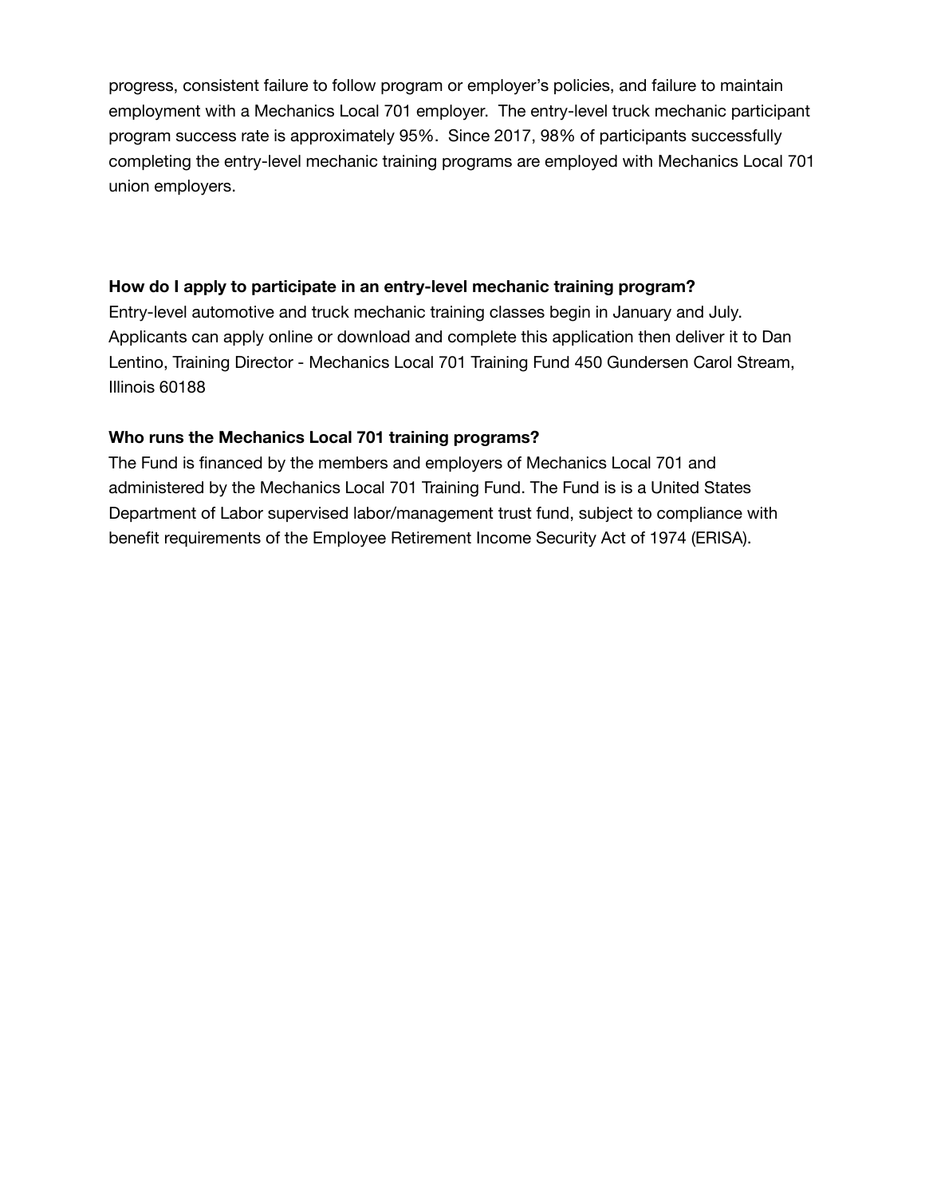progress, consistent failure to follow program or employer's policies, and failure to maintain employment with a Mechanics Local 701 employer. The entry-level truck mechanic participant program success rate is approximately 95%. Since 2017, 98% of participants successfully completing the entry-level mechanic training programs are employed with Mechanics Local 701 union employers.

**How do I apply to participate in an entry-level mechanic training program?**

Entry-level automotive and truck mechanic training classes begin in January and July. Applicants can apply online or download and complete this application then deliver it to Dan Lentino, Training Director - Mechanics Local 701 Training Fund 450 Gundersen Carol Stream, Illinois 60188

**Who runs the Mechanics Local 701 training programs?**

The Fund is financed by the members and employers of Mechanics Local 701 and administered by the Mechanics Local 701 Training Fund. The Fund is is a United States Department of Labor supervised labor/management trust fund, subject to compliance with benefit requirements of the Employee Retirement Income Security Act of 1974 (ERISA).